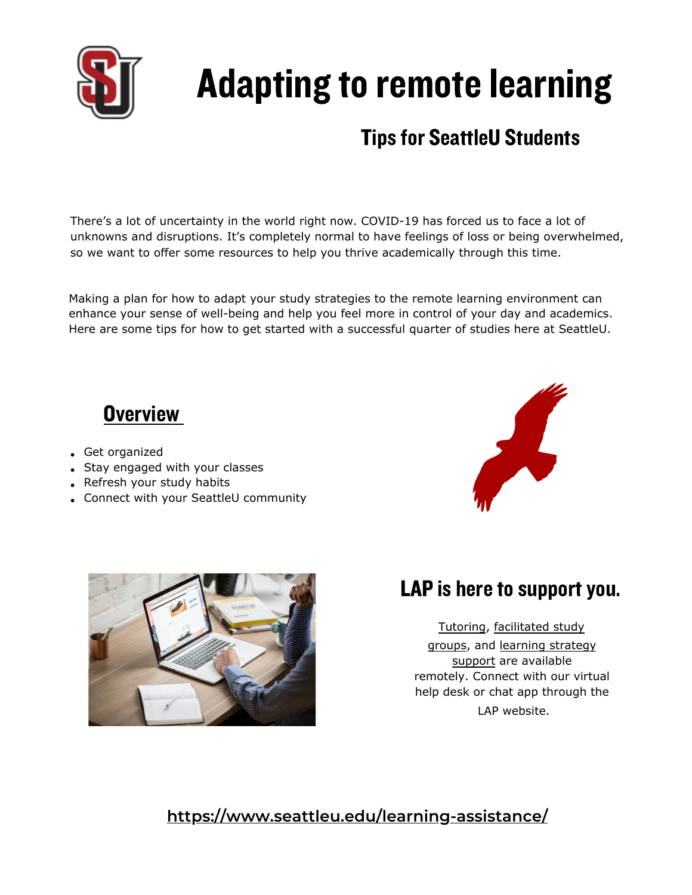# Adapting to remote learning

## Tips for SeattleU Students

There's a lot of uncertainty in the world right now. COVID-19 has forced us to face a lot of unknowns and disruptions. It's completely normal to have feelings of loss or being overwhelmed, so we want to offer some resources to help you thrive academically through this time.

Making a plan for how to adapt your study strategies to the remote learning environment can enhance your sense of well-being and help you feel more in control of your day and academics. Here are some tips for how to get started with a successful quarter of studies here at SeattleU.

## Overview

- Get organized
- Stay engaged with your classes
- Refresh your study habits
- Connect with your SeattleU community

## LAP is here to support you.

Tutoring, facilitated study groups, and learning strategy support are available remotely. Connect with our virtual help desk or chat app through the LAP website.

https://www.seattleu.edu/learning-assistance/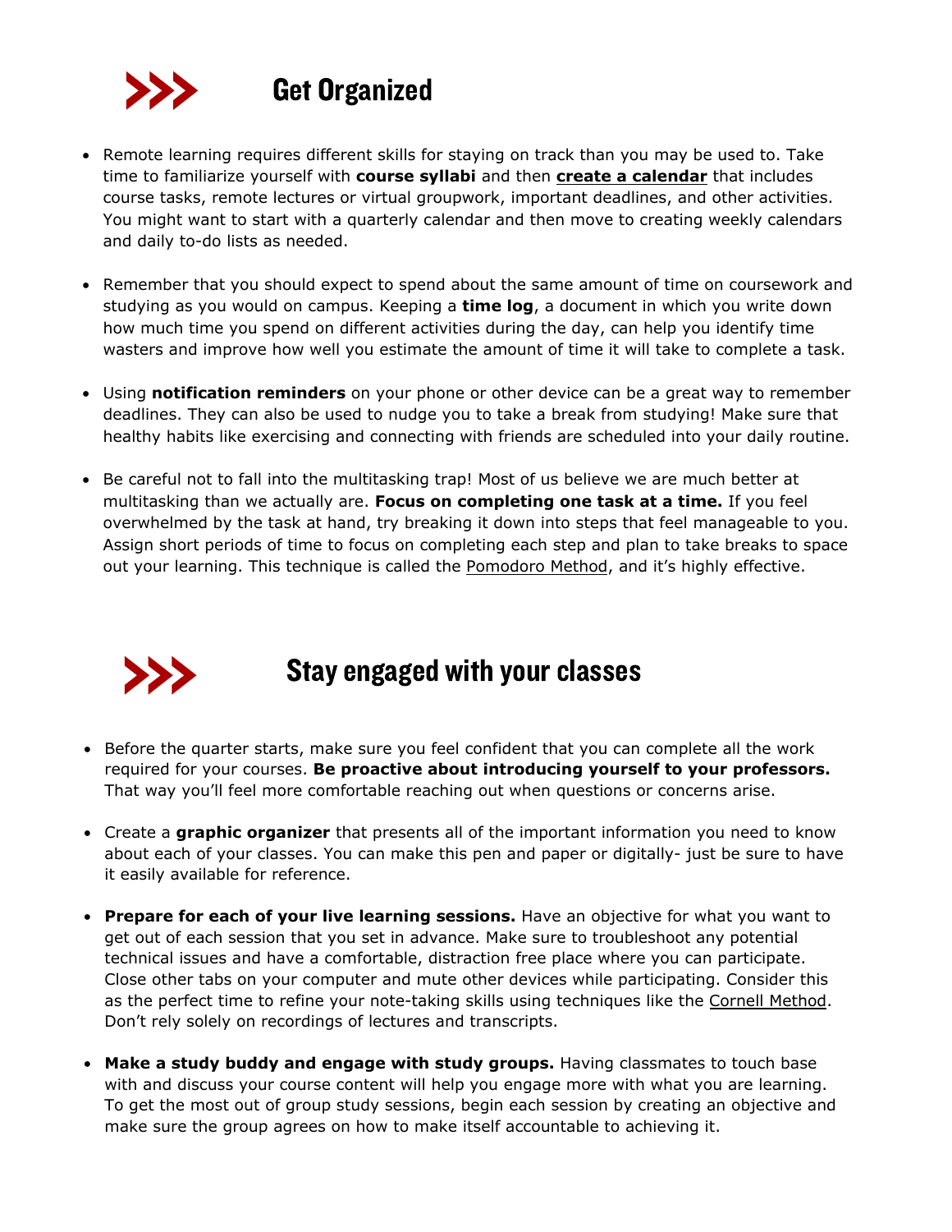## Get Organized

- Remote learning requires different skills for staying on track than you may be used to. Take time to familiarize yourself with **course syllabi** and then **create a calendar** that includes course tasks, remote lectures or virtual groupwork, important deadlines, and other activities. You might want to start with a quarterly calendar and then move to creating weekly calendars and daily to-do lists as needed.

- Remember that you should expect to spend about the same amount of time on coursework and studying as you would on campus. Keeping a **time log**, a document in which you write down how much time you spend on different activities during the day, can help you identify time wasters and improve how well you estimate the amount of time it will take to complete a task.

- Using **notification reminders** on your phone or other device can be a great way to remember deadlines. They can also be used to nudge you to take a break from studying! Make sure that healthy habits like exercising and connecting with friends are scheduled into your daily routine.

- Be careful not to fall into the multitasking trap! Most of us believe we are much better at multitasking than we actually are. **Focus on completing one task at a time.** If you feel overwhelmed by the task at hand, try breaking it down into steps that feel manageable to you. Assign short periods of time to focus on completing each step and plan to take breaks to space out your learning. This technique is called the Pomodoro Method, and it's highly effective.

## Stay engaged with your classes

- Before the quarter starts, make sure you feel confident that you can complete all the work required for your courses. **Be proactive about introducing yourself to your professors.** That way you'll feel more comfortable reaching out when questions or concerns arise.

- Create a **graphic organizer** that presents all of the important information you need to know about each of your classes. You can make this pen and paper or digitally- just be sure to have it easily available for reference.

- **Prepare for each of your live learning sessions.** Have an objective for what you want to get out of each session that you set in advance. Make sure to troubleshoot any potential technical issues and have a comfortable, distraction free place where you can participate. Close other tabs on your computer and mute other devices while participating. Consider this as the perfect time to refine your note-taking skills using techniques like the Cornell Method. Don't rely solely on recordings of lectures and transcripts.

- **Make a study buddy and engage with study groups.** Having classmates to touch base with and discuss your course content will help you engage more with what you are learning. To get the most out of group study sessions, begin each session by creating an objective and make sure the group agrees on how to make itself accountable to achieving it.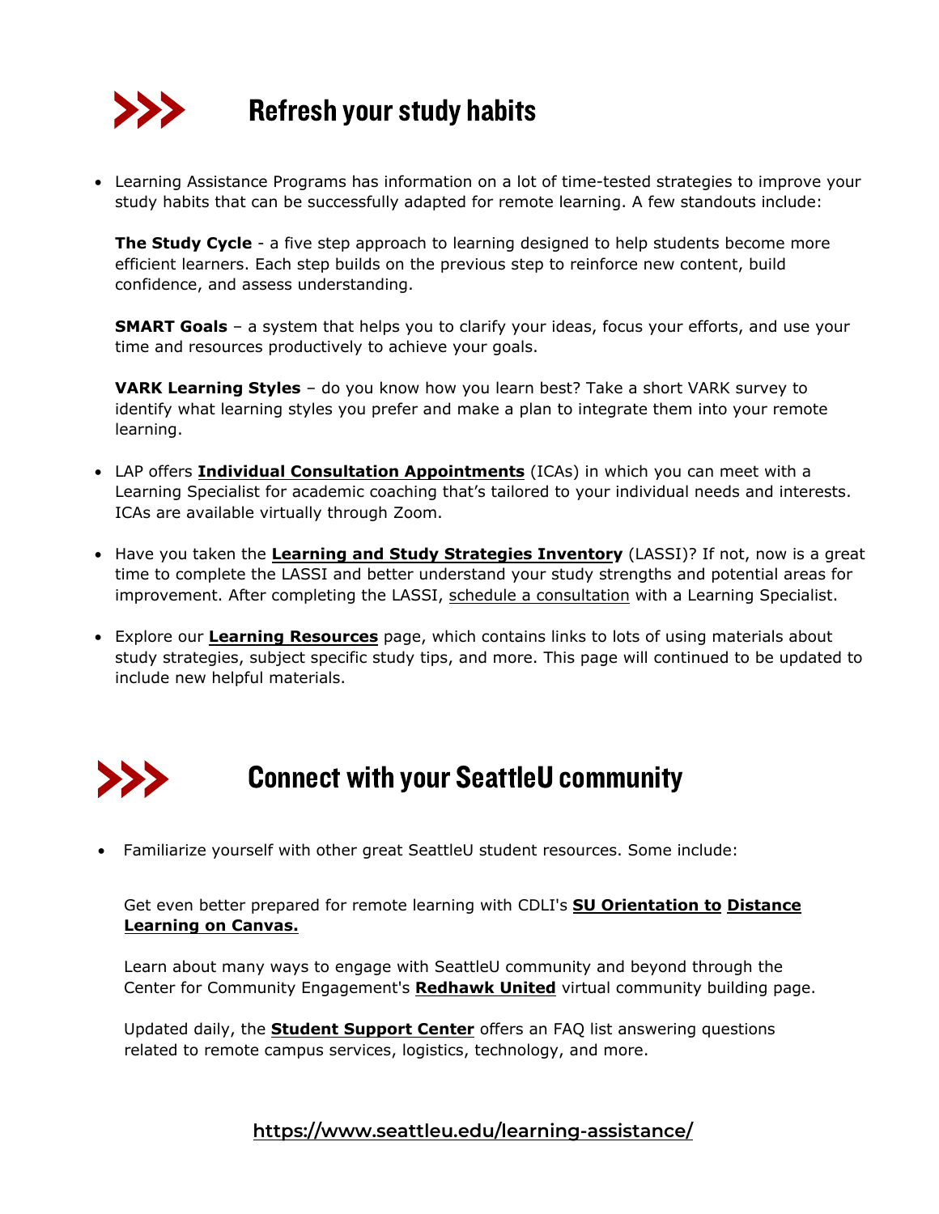## Refresh your study habits

- Learning Assistance Programs has information on a lot of time-tested strategies to improve your study habits that can be successfully adapted for remote learning. A few standouts include:

  **The Study Cycle** - a five step approach to learning designed to help students become more efficient learners. Each step builds on the previous step to reinforce new content, build confidence, and assess understanding.

  **SMART Goals** – a system that helps you to clarify your ideas, focus your efforts, and use your time and resources productively to achieve your goals.

  **VARK Learning Styles** – do you know how you learn best? Take a short VARK survey to identify what learning styles you prefer and make a plan to integrate them into your remote learning.

- LAP offers **Individual Consultation Appointments** (ICAs) in which you can meet with a Learning Specialist for academic coaching that's tailored to your individual needs and interests. ICAs are available virtually through Zoom.

- Have you taken the **Learning and Study Strategies Inventory** (LASSI)? If not, now is a great time to complete the LASSI and better understand your study strengths and potential areas for improvement. After completing the LASSI, schedule a consultation with a Learning Specialist.

- Explore our **Learning Resources** page, which contains links to lots of using materials about study strategies, subject specific study tips, and more. This page will continued to be updated to include new helpful materials.

## Connect with your SeattleU community

- Familiarize yourself with other great SeattleU student resources. Some include:

  Get even better prepared for remote learning with CDLI's **SU Orientation to Distance Learning on Canvas.**

  Learn about many ways to engage with SeattleU community and beyond through the Center for Community Engagement's **Redhawk United** virtual community building page.

  Updated daily, the **Student Support Center** offers an FAQ list answering questions related to remote campus services, logistics, technology, and more.

**https://www.seattleu.edu/learning-assistance/**